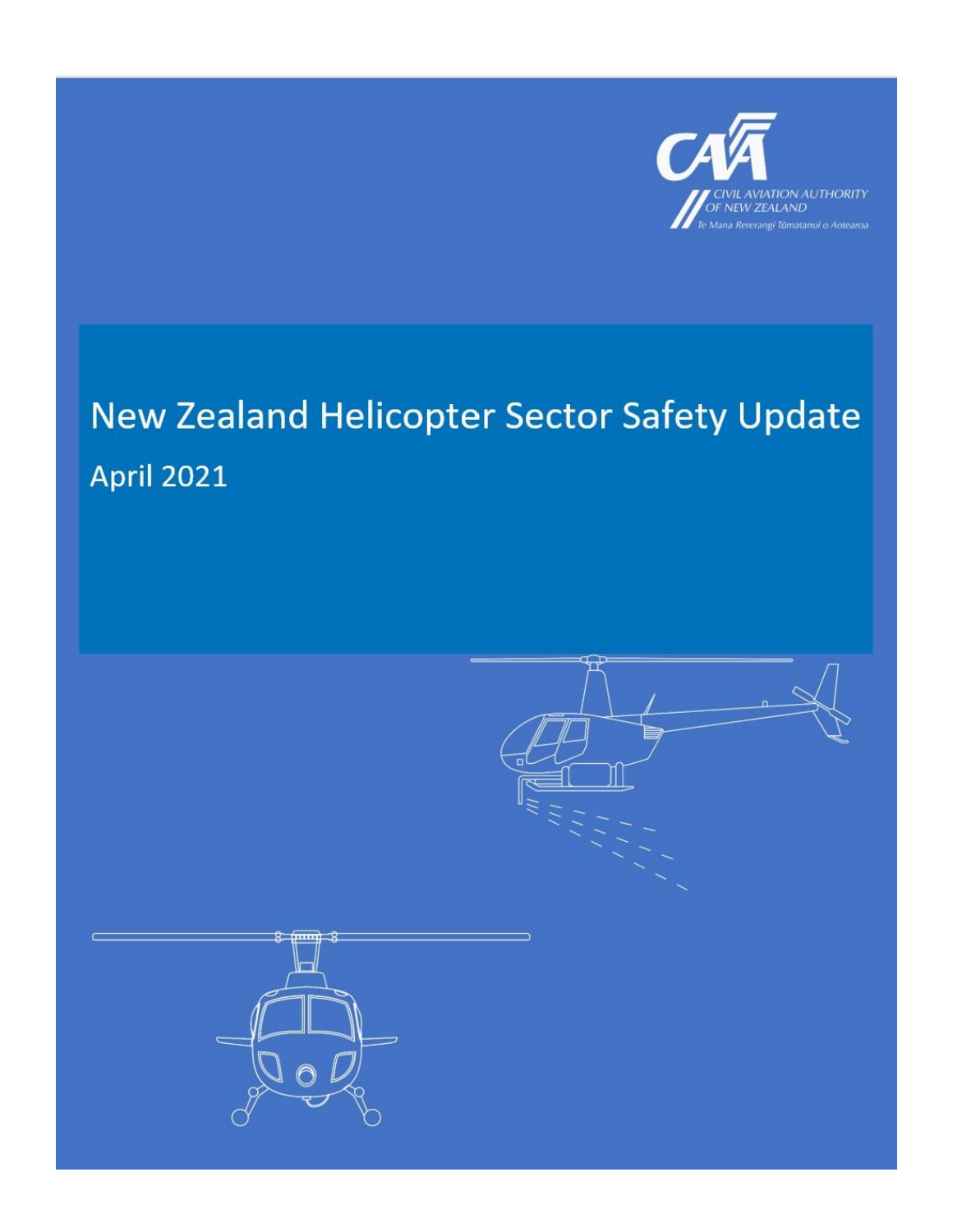CAA

CIVIL AVIATION AUTHORITY OF NEW ZEALAND

*Te Mana Rererangi Tūmatanui o Aotearoa*

# New Zealand Helicopter Sector Safety Update

## April 2021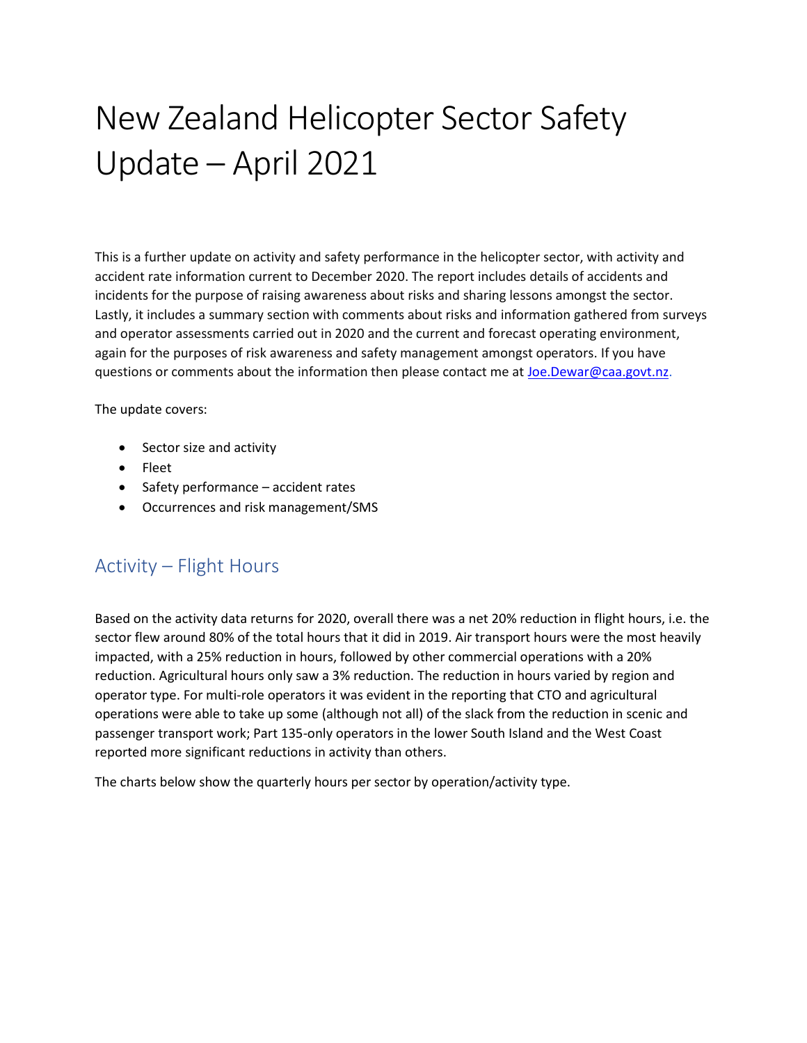# New Zealand Helicopter Sector Safety Update – April 2021

This is a further update on activity and safety performance in the helicopter sector, with activity and accident rate information current to December 2020. The report includes details of accidents and incidents for the purpose of raising awareness about risks and sharing lessons amongst the sector. Lastly, it includes a summary section with comments about risks and information gathered from surveys and operator assessments carried out in 2020 and the current and forecast operating environment, again for the purposes of risk awareness and safety management amongst operators. If you have questions or comments about the information then please contact me at [Joe.Dewar@caa.govt.nz](mailto:Joe.Dewar@caa.govt.nz).

The update covers:

- Sector size and activity
- Fleet
- Safety performance – accident rates
- Occurrences and risk management/SMS

## Activity – Flight Hours

Based on the activity data returns for 2020, overall there was a net 20% reduction in flight hours, i.e. the sector flew around 80% of the total hours that it did in 2019. Air transport hours were the most heavily impacted, with a 25% reduction in hours, followed by other commercial operations with a 20% reduction. Agricultural hours only saw a 3% reduction. The reduction in hours varied by region and operator type. For multi-role operators it was evident in the reporting that CTO and agricultural operations were able to take up some (although not all) of the slack from the reduction in scenic and passenger transport work; Part 135-only operators in the lower South Island and the West Coast reported more significant reductions in activity than others.

The charts below show the quarterly hours per sector by operation/activity type.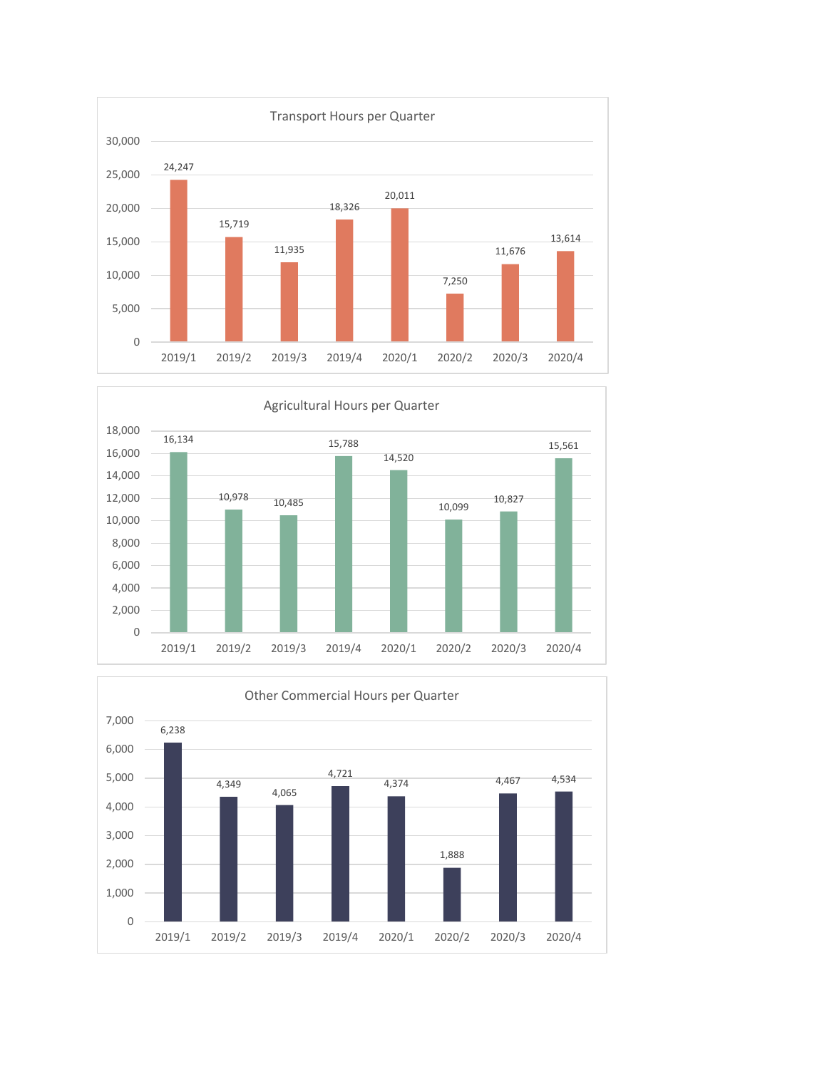**Transport Hours per Quarter**

| Quarter | Hours |
|---|---|
| 2019/1 | 24,247 |
| 2019/2 | 15,719 |
| 2019/3 | 11,935 |
| 2019/4 | 18,326 |
| 2020/1 | 20,011 |
| 2020/2 | 7,250 |
| 2020/3 | 11,676 |
| 2020/4 | 13,614 |

**Agricultural Hours per Quarter**

| Quarter | Hours |
|---|---|
| 2019/1 | 16,134 |
| 2019/2 | 10,978 |
| 2019/3 | 10,485 |
| 2019/4 | 15,788 |
| 2020/1 | 14,520 |
| 2020/2 | 10,099 |
| 2020/3 | 10,827 |
| 2020/4 | 15,561 |

**Other Commercial Hours per Quarter**

| Quarter | Hours |
|---|---|
| 2019/1 | 6,238 |
| 2019/2 | 4,349 |
| 2019/3 | 4,065 |
| 2019/4 | 4,721 |
| 2020/1 | 4,374 |
| 2020/2 | 1,888 |
| 2020/3 | 4,467 |
| 2020/4 | 4,534 |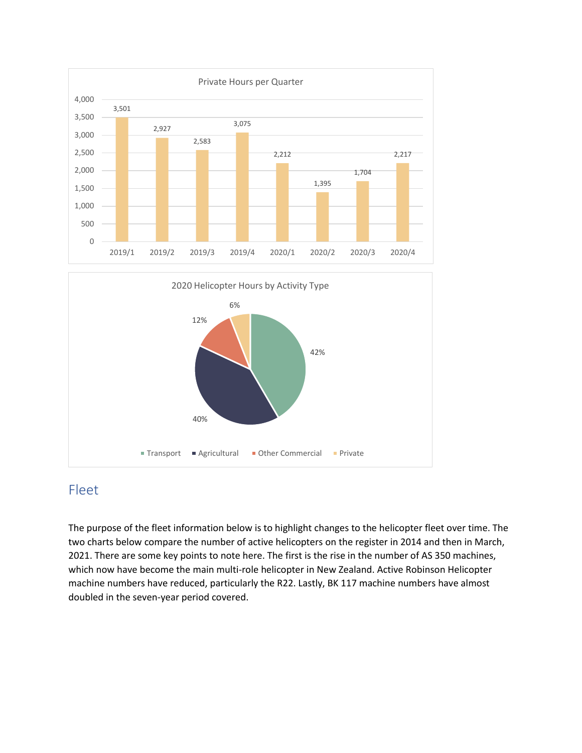Private Hours per Quarter

| Quarter | Hours |
|---|---|
| 2019/1 | 3,501 |
| 2019/2 | 2,927 |
| 2019/3 | 2,583 |
| 2019/4 | 3,075 |
| 2020/1 | 2,212 |
| 2020/2 | 1,395 |
| 2020/3 | 1,704 |
| 2020/4 | 2,217 |

2020 Helicopter Hours by Activity Type

| Activity Type | Share |
|---|---|
| Transport | 42% |
| Agricultural | 40% |
| Other Commercial | 12% |
| Private | 6% |

## Fleet

The purpose of the fleet information below is to highlight changes to the helicopter fleet over time. The two charts below compare the number of active helicopters on the register in 2014 and then in March, 2021. There are some key points to note here. The first is the rise in the number of AS 350 machines, which now have become the main multi-role helicopter in New Zealand. Active Robinson Helicopter machine numbers have reduced, particularly the R22. Lastly, BK 117 machine numbers have almost doubled in the seven-year period covered.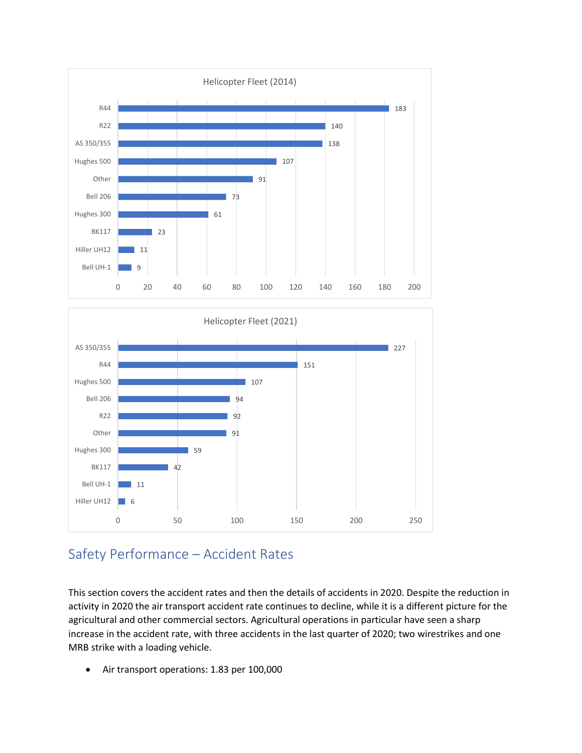Helicopter Fleet (2014)

| Type | Count |
| --- | --- |
| R44 | 183 |
| R22 | 140 |
| AS 350/355 | 138 |
| Hughes 500 | 107 |
| Other | 91 |
| Bell 206 | 73 |
| Hughes 300 | 61 |
| BK117 | 23 |
| Hiller UH12 | 11 |
| Bell UH-1 | 9 |

Helicopter Fleet (2021)

| Type | Count |
| --- | --- |
| AS 350/355 | 227 |
| R44 | 151 |
| Hughes 500 | 107 |
| Bell 206 | 94 |
| R22 | 92 |
| Other | 91 |
| Hughes 300 | 59 |
| BK117 | 42 |
| Bell UH-1 | 11 |
| Hiller UH12 | 6 |

## Safety Performance – Accident Rates

This section covers the accident rates and then the details of accidents in 2020. Despite the reduction in activity in 2020 the air transport accident rate continues to decline, while it is a different picture for the agricultural and other commercial sectors. Agricultural operations in particular have seen a sharp increase in the accident rate, with three accidents in the last quarter of 2020; two wirestrikes and one MRB strike with a loading vehicle.

- Air transport operations: 1.83 per 100,000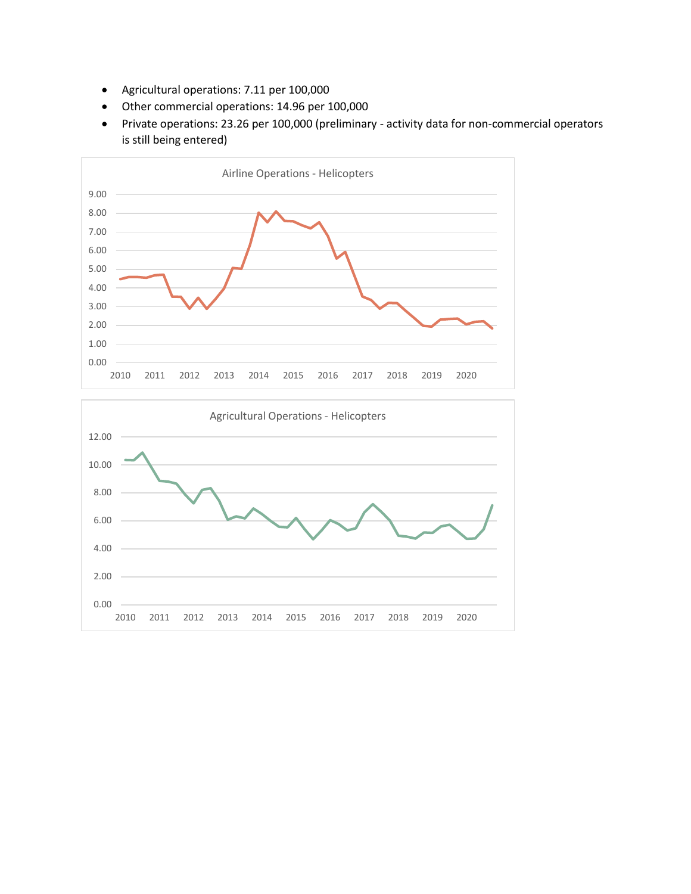- Agricultural operations: 7.11 per 100,000
- Other commercial operations: 14.96 per 100,000
- Private operations: 23.26 per 100,000 (preliminary - activity data for non-commercial operators is still being entered)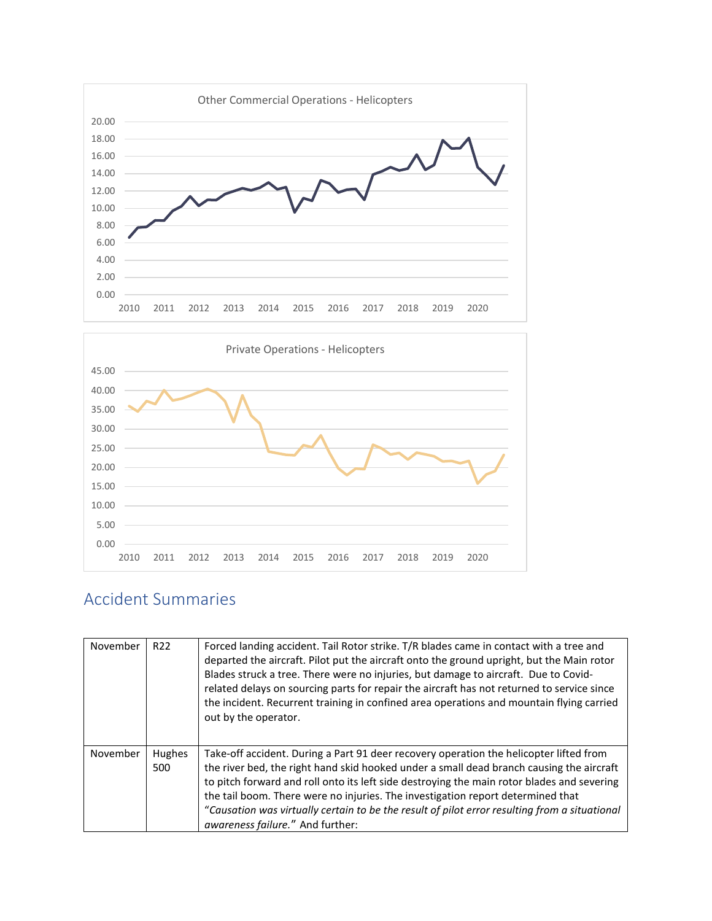Other Commercial Operations - Helicopters

Private Operations - Helicopters

## Accident Summaries

| | | |
|---|---|---|
| November | R22 | Forced landing accident. Tail Rotor strike. T/R blades came in contact with a tree and departed the aircraft. Pilot put the aircraft onto the ground upright, but the Main rotor Blades struck a tree. There were no injuries, but damage to aircraft. Due to Covid-related delays on sourcing parts for repair the aircraft has not returned to service since the incident. Recurrent training in confined area operations and mountain flying carried out by the operator. |
| November | Hughes 500 | Take-off accident. During a Part 91 deer recovery operation the helicopter lifted from the river bed, the right hand skid hooked under a small dead branch causing the aircraft to pitch forward and roll onto its left side destroying the main rotor blades and severing the tail boom. There were no injuries. The investigation report determined that "*Causation was virtually certain to be the result of pilot error resulting from a situational awareness failure.*" And further: |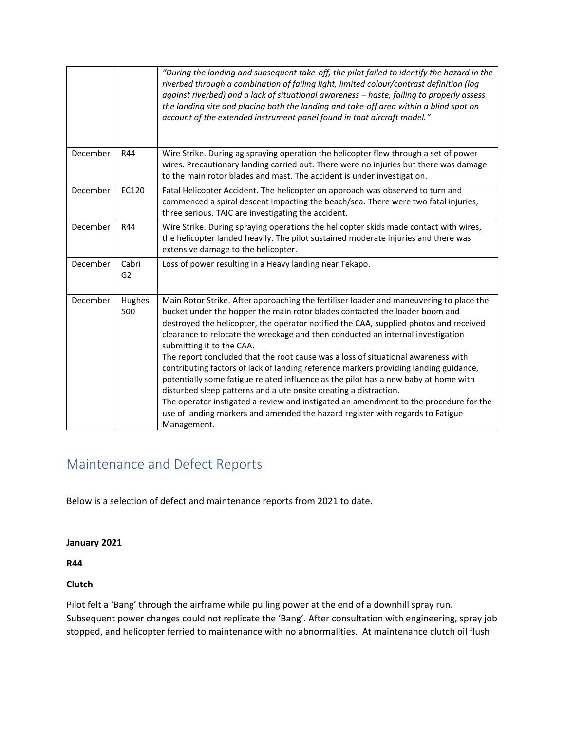| | | |
|---|---|---|
| | | *"During the landing and subsequent take-off, the pilot failed to identify the hazard in the riverbed through a combination of failing light, limited colour/contrast definition (log against riverbed) and a lack of situational awareness – haste, failing to properly assess the landing site and placing both the landing and take-off area within a blind spot on account of the extended instrument panel found in that aircraft model."* |
| December | R44 | Wire Strike. During ag spraying operation the helicopter flew through a set of power wires. Precautionary landing carried out. There were no injuries but there was damage to the main rotor blades and mast. The accident is under investigation. |
| December | EC120 | Fatal Helicopter Accident. The helicopter on approach was observed to turn and commenced a spiral descent impacting the beach/sea. There were two fatal injuries, three serious. TAIC are investigating the accident. |
| December | R44 | Wire Strike. During spraying operations the helicopter skids made contact with wires, the helicopter landed heavily. The pilot sustained moderate injuries and there was extensive damage to the helicopter. |
| December | Cabri G2 | Loss of power resulting in a Heavy landing near Tekapo. |
| December | Hughes 500 | Main Rotor Strike. After approaching the fertiliser loader and maneuvering to place the bucket under the hopper the main rotor blades contacted the loader boom and destroyed the helicopter, the operator notified the CAA, supplied photos and received clearance to relocate the wreckage and then conducted an internal investigation submitting it to the CAA.<br>The report concluded that the root cause was a loss of situational awareness with contributing factors of lack of landing reference markers providing landing guidance, potentially some fatigue related influence as the pilot has a new baby at home with disturbed sleep patterns and a ute onsite creating a distraction.<br>The operator instigated a review and instigated an amendment to the procedure for the use of landing markers and amended the hazard register with regards to Fatigue Management. |

## Maintenance and Defect Reports

Below is a selection of defect and maintenance reports from 2021 to date.

**January 2021**

**R44**

**Clutch**

Pilot felt a 'Bang' through the airframe while pulling power at the end of a downhill spray run. Subsequent power changes could not replicate the 'Bang'. After consultation with engineering, spray job stopped, and helicopter ferried to maintenance with no abnormalities. At maintenance clutch oil flush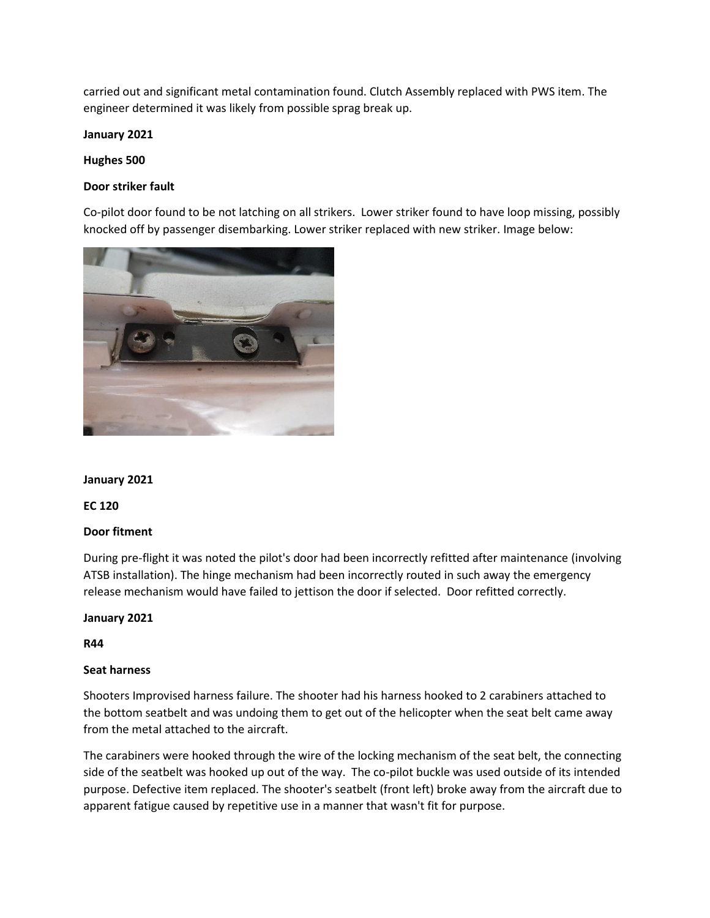carried out and significant metal contamination found. Clutch Assembly replaced with PWS item. The engineer determined it was likely from possible sprag break up.

**January 2021**

**Hughes 500**

**Door striker fault**

Co-pilot door found to be not latching on all strikers. Lower striker found to have loop missing, possibly knocked off by passenger disembarking. Lower striker replaced with new striker. Image below:

**January 2021**

**EC 120**

**Door fitment**

During pre-flight it was noted the pilot's door had been incorrectly refitted after maintenance (involving ATSB installation). The hinge mechanism had been incorrectly routed in such away the emergency release mechanism would have failed to jettison the door if selected. Door refitted correctly.

**January 2021**

**R44**

**Seat harness**

Shooters Improvised harness failure. The shooter had his harness hooked to 2 carabiners attached to the bottom seatbelt and was undoing them to get out of the helicopter when the seat belt came away from the metal attached to the aircraft.

The carabiners were hooked through the wire of the locking mechanism of the seat belt, the connecting side of the seatbelt was hooked up out of the way. The co-pilot buckle was used outside of its intended purpose. Defective item replaced. The shooter's seatbelt (front left) broke away from the aircraft due to apparent fatigue caused by repetitive use in a manner that wasn't fit for purpose.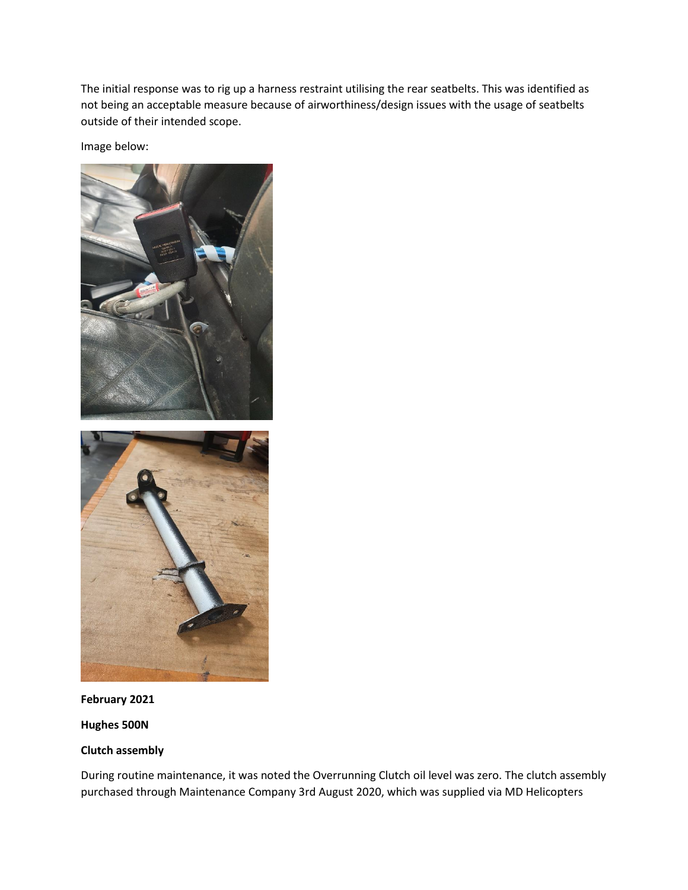The initial response was to rig up a harness restraint utilising the rear seatbelts. This was identified as not being an acceptable measure because of airworthiness/design issues with the usage of seatbelts outside of their intended scope.

Image below:

**February 2021**

**Hughes 500N**

**Clutch assembly**

During routine maintenance, it was noted the Overrunning Clutch oil level was zero. The clutch assembly purchased through Maintenance Company 3rd August 2020, which was supplied via MD Helicopters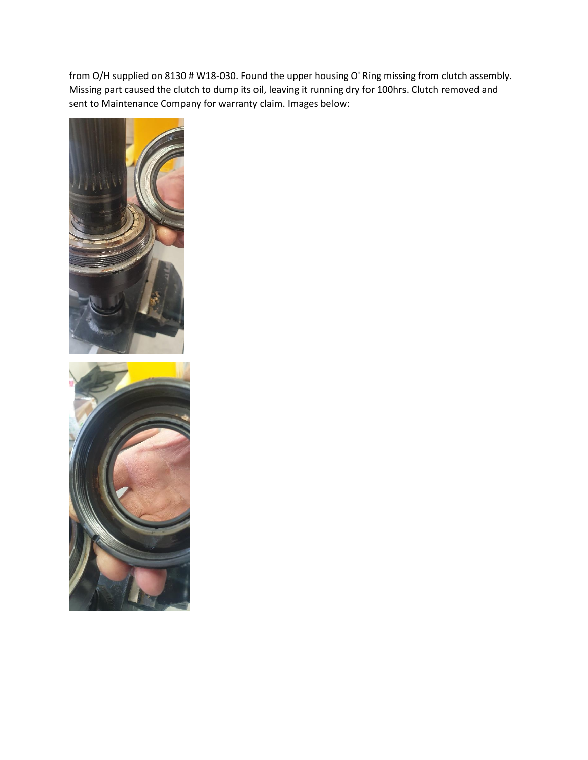from O/H supplied on 8130 # W18-030. Found the upper housing O' Ring missing from clutch assembly. Missing part caused the clutch to dump its oil, leaving it running dry for 100hrs. Clutch removed and sent to Maintenance Company for warranty claim. Images below: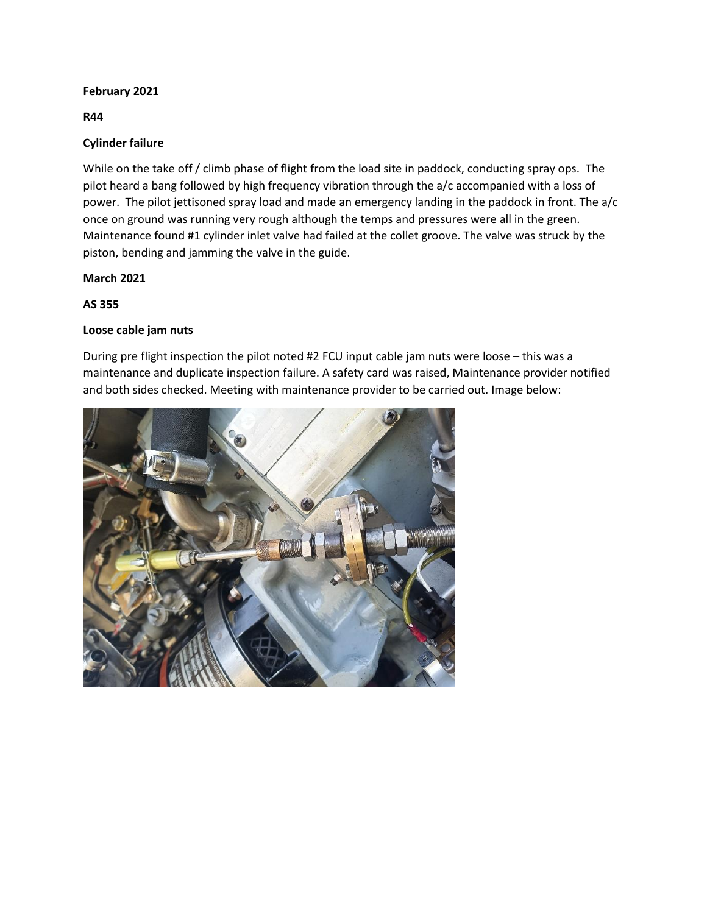**February 2021**

**R44**

**Cylinder failure**

While on the take off / climb phase of flight from the load site in paddock, conducting spray ops. The pilot heard a bang followed by high frequency vibration through the a/c accompanied with a loss of power. The pilot jettisoned spray load and made an emergency landing in the paddock in front. The a/c once on ground was running very rough although the temps and pressures were all in the green. Maintenance found #1 cylinder inlet valve had failed at the collet groove. The valve was struck by the piston, bending and jamming the valve in the guide.

**March 2021**

**AS 355**

**Loose cable jam nuts**

During pre flight inspection the pilot noted #2 FCU input cable jam nuts were loose – this was a maintenance and duplicate inspection failure. A safety card was raised, Maintenance provider notified and both sides checked. Meeting with maintenance provider to be carried out. Image below: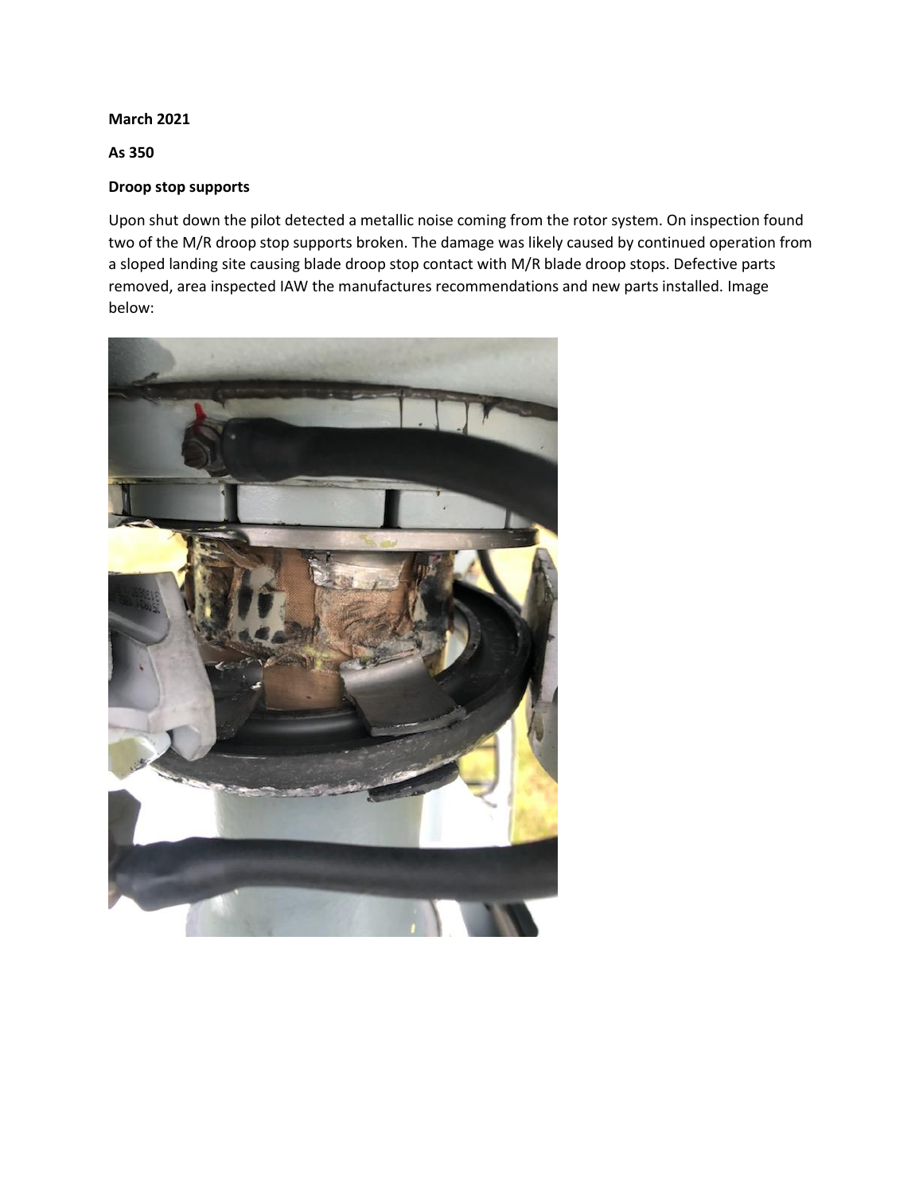**March 2021**

**As 350**

**Droop stop supports**

Upon shut down the pilot detected a metallic noise coming from the rotor system. On inspection found two of the M/R droop stop supports broken. The damage was likely caused by continued operation from a sloped landing site causing blade droop stop contact with M/R blade droop stops. Defective parts removed, area inspected IAW the manufactures recommendations and new parts installed. Image below: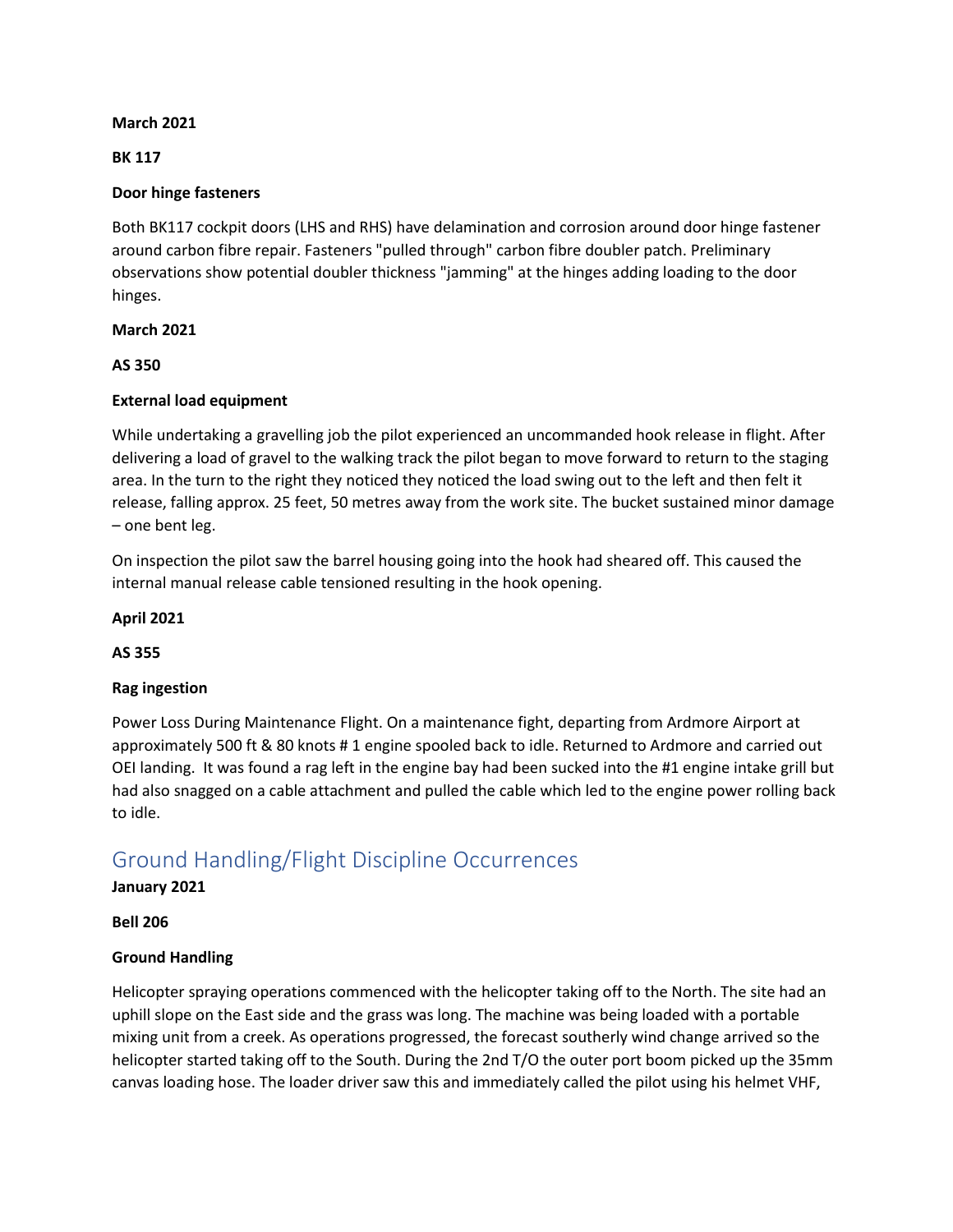**March 2021**

**BK 117**

**Door hinge fasteners**

Both BK117 cockpit doors (LHS and RHS) have delamination and corrosion around door hinge fastener around carbon fibre repair. Fasteners "pulled through" carbon fibre doubler patch. Preliminary observations show potential doubler thickness "jamming" at the hinges adding loading to the door hinges.

**March 2021**

**AS 350**

**External load equipment**

While undertaking a gravelling job the pilot experienced an uncommanded hook release in flight. After delivering a load of gravel to the walking track the pilot began to move forward to return to the staging area. In the turn to the right they noticed they noticed the load swing out to the left and then felt it release, falling approx. 25 feet, 50 metres away from the work site. The bucket sustained minor damage – one bent leg.

On inspection the pilot saw the barrel housing going into the hook had sheared off. This caused the internal manual release cable tensioned resulting in the hook opening.

**April 2021**

**AS 355**

**Rag ingestion**

Power Loss During Maintenance Flight. On a maintenance fight, departing from Ardmore Airport at approximately 500 ft & 80 knots # 1 engine spooled back to idle. Returned to Ardmore and carried out OEI landing. It was found a rag left in the engine bay had been sucked into the #1 engine intake grill but had also snagged on a cable attachment and pulled the cable which led to the engine power rolling back to idle.

## Ground Handling/Flight Discipline Occurrences

**January 2021**

**Bell 206**

**Ground Handling**

Helicopter spraying operations commenced with the helicopter taking off to the North. The site had an uphill slope on the East side and the grass was long. The machine was being loaded with a portable mixing unit from a creek. As operations progressed, the forecast southerly wind change arrived so the helicopter started taking off to the South. During the 2nd T/O the outer port boom picked up the 35mm canvas loading hose. The loader driver saw this and immediately called the pilot using his helmet VHF,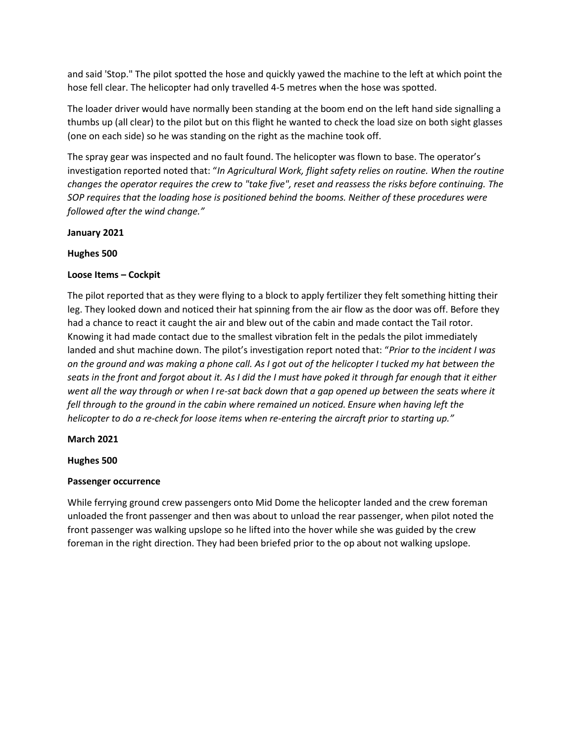and said 'Stop." The pilot spotted the hose and quickly yawed the machine to the left at which point the hose fell clear. The helicopter had only travelled 4-5 metres when the hose was spotted.

The loader driver would have normally been standing at the boom end on the left hand side signalling a thumbs up (all clear) to the pilot but on this flight he wanted to check the load size on both sight glasses (one on each side) so he was standing on the right as the machine took off.

The spray gear was inspected and no fault found. The helicopter was flown to base. The operator's investigation reported noted that: "*In Agricultural Work, flight safety relies on routine. When the routine changes the operator requires the crew to "take five", reset and reassess the risks before continuing. The SOP requires that the loading hose is positioned behind the booms. Neither of these procedures were followed after the wind change.*"

**January 2021**

**Hughes 500**

**Loose Items – Cockpit**

The pilot reported that as they were flying to a block to apply fertilizer they felt something hitting their leg. They looked down and noticed their hat spinning from the air flow as the door was off. Before they had a chance to react it caught the air and blew out of the cabin and made contact the Tail rotor. Knowing it had made contact due to the smallest vibration felt in the pedals the pilot immediately landed and shut machine down. The pilot's investigation report noted that: "*Prior to the incident I was on the ground and was making a phone call. As I got out of the helicopter I tucked my hat between the seats in the front and forgot about it. As I did the I must have poked it through far enough that it either went all the way through or when I re-sat back down that a gap opened up between the seats where it fell through to the ground in the cabin where remained un noticed. Ensure when having left the helicopter to do a re-check for loose items when re-entering the aircraft prior to starting up.*"

**March 2021**

**Hughes 500**

**Passenger occurrence**

While ferrying ground crew passengers onto Mid Dome the helicopter landed and the crew foreman unloaded the front passenger and then was about to unload the rear passenger, when pilot noted the front passenger was walking upslope so he lifted into the hover while she was guided by the crew foreman in the right direction. They had been briefed prior to the op about not walking upslope.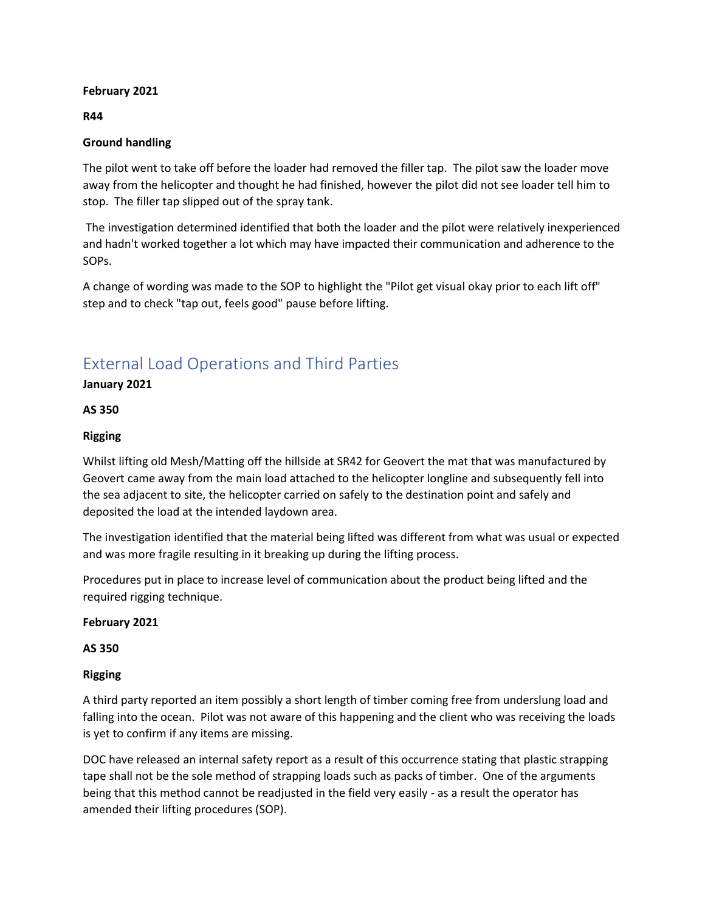**February 2021**

**R44**

**Ground handling**

The pilot went to take off before the loader had removed the filler tap. The pilot saw the loader move away from the helicopter and thought he had finished, however the pilot did not see loader tell him to stop. The filler tap slipped out of the spray tank.

The investigation determined identified that both the loader and the pilot were relatively inexperienced and hadn't worked together a lot which may have impacted their communication and adherence to the SOPs.

A change of wording was made to the SOP to highlight the "Pilot get visual okay prior to each lift off" step and to check "tap out, feels good" pause before lifting.

## External Load Operations and Third Parties

**January 2021**

**AS 350**

**Rigging**

Whilst lifting old Mesh/Matting off the hillside at SR42 for Geovert the mat that was manufactured by Geovert came away from the main load attached to the helicopter longline and subsequently fell into the sea adjacent to site, the helicopter carried on safely to the destination point and safely and deposited the load at the intended laydown area.

The investigation identified that the material being lifted was different from what was usual or expected and was more fragile resulting in it breaking up during the lifting process.

Procedures put in place to increase level of communication about the product being lifted and the required rigging technique.

**February 2021**

**AS 350**

**Rigging**

A third party reported an item possibly a short length of timber coming free from underslung load and falling into the ocean. Pilot was not aware of this happening and the client who was receiving the loads is yet to confirm if any items are missing.

DOC have released an internal safety report as a result of this occurrence stating that plastic strapping tape shall not be the sole method of strapping loads such as packs of timber. One of the arguments being that this method cannot be readjusted in the field very easily - as a result the operator has amended their lifting procedures (SOP).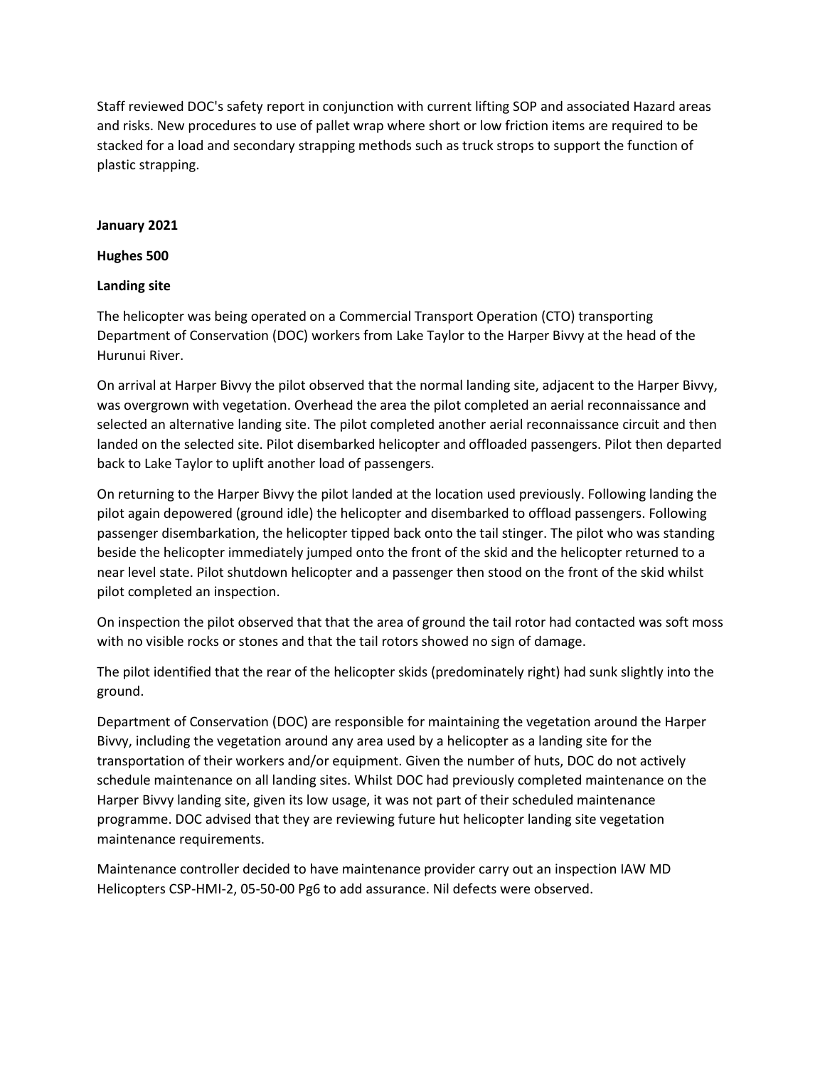Staff reviewed DOC's safety report in conjunction with current lifting SOP and associated Hazard areas and risks. New procedures to use of pallet wrap where short or low friction items are required to be stacked for a load and secondary strapping methods such as truck strops to support the function of plastic strapping.

**January 2021**

**Hughes 500**

**Landing site**

The helicopter was being operated on a Commercial Transport Operation (CTO) transporting Department of Conservation (DOC) workers from Lake Taylor to the Harper Bivvy at the head of the Hurunui River.

On arrival at Harper Bivvy the pilot observed that the normal landing site, adjacent to the Harper Bivvy, was overgrown with vegetation. Overhead the area the pilot completed an aerial reconnaissance and selected an alternative landing site. The pilot completed another aerial reconnaissance circuit and then landed on the selected site. Pilot disembarked helicopter and offloaded passengers. Pilot then departed back to Lake Taylor to uplift another load of passengers.

On returning to the Harper Bivvy the pilot landed at the location used previously. Following landing the pilot again depowered (ground idle) the helicopter and disembarked to offload passengers. Following passenger disembarkation, the helicopter tipped back onto the tail stinger. The pilot who was standing beside the helicopter immediately jumped onto the front of the skid and the helicopter returned to a near level state. Pilot shutdown helicopter and a passenger then stood on the front of the skid whilst pilot completed an inspection.

On inspection the pilot observed that that the area of ground the tail rotor had contacted was soft moss with no visible rocks or stones and that the tail rotors showed no sign of damage.

The pilot identified that the rear of the helicopter skids (predominately right) had sunk slightly into the ground.

Department of Conservation (DOC) are responsible for maintaining the vegetation around the Harper Bivvy, including the vegetation around any area used by a helicopter as a landing site for the transportation of their workers and/or equipment. Given the number of huts, DOC do not actively schedule maintenance on all landing sites. Whilst DOC had previously completed maintenance on the Harper Bivvy landing site, given its low usage, it was not part of their scheduled maintenance programme. DOC advised that they are reviewing future hut helicopter landing site vegetation maintenance requirements.

Maintenance controller decided to have maintenance provider carry out an inspection IAW MD Helicopters CSP-HMI-2, 05-50-00 Pg6 to add assurance. Nil defects were observed.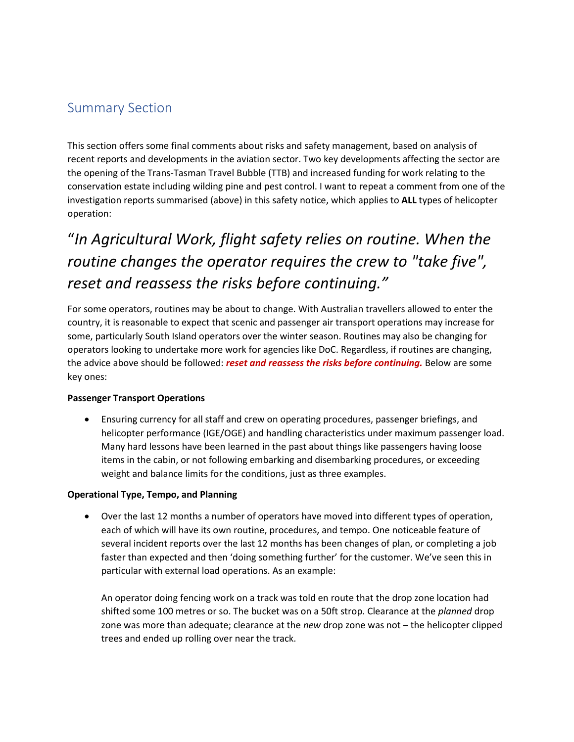## Summary Section

This section offers some final comments about risks and safety management, based on analysis of recent reports and developments in the aviation sector. Two key developments affecting the sector are the opening of the Trans-Tasman Travel Bubble (TTB) and increased funding for work relating to the conservation estate including wilding pine and pest control. I want to repeat a comment from one of the investigation reports summarised (above) in this safety notice, which applies to **ALL** types of helicopter operation:

> *"In Agricultural Work, flight safety relies on routine. When the routine changes the operator requires the crew to "take five", reset and reassess the risks before continuing."*

For some operators, routines may be about to change. With Australian travellers allowed to enter the country, it is reasonable to expect that scenic and passenger air transport operations may increase for some, particularly South Island operators over the winter season. Routines may also be changing for operators looking to undertake more work for agencies like DoC. Regardless, if routines are changing, the advice above should be followed: ***reset and reassess the risks before continuing.*** Below are some key ones:

**Passenger Transport Operations**

- Ensuring currency for all staff and crew on operating procedures, passenger briefings, and helicopter performance (IGE/OGE) and handling characteristics under maximum passenger load. Many hard lessons have been learned in the past about things like passengers having loose items in the cabin, or not following embarking and disembarking procedures, or exceeding weight and balance limits for the conditions, just as three examples.

**Operational Type, Tempo, and Planning**

- Over the last 12 months a number of operators have moved into different types of operation, each of which will have its own routine, procedures, and tempo. One noticeable feature of several incident reports over the last 12 months has been changes of plan, or completing a job faster than expected and then 'doing something further' for the customer. We've seen this in particular with external load operations. As an example:

  An operator doing fencing work on a track was told en route that the drop zone location had shifted some 100 metres or so. The bucket was on a 50ft strop. Clearance at the *planned* drop zone was more than adequate; clearance at the *new* drop zone was not – the helicopter clipped trees and ended up rolling over near the track.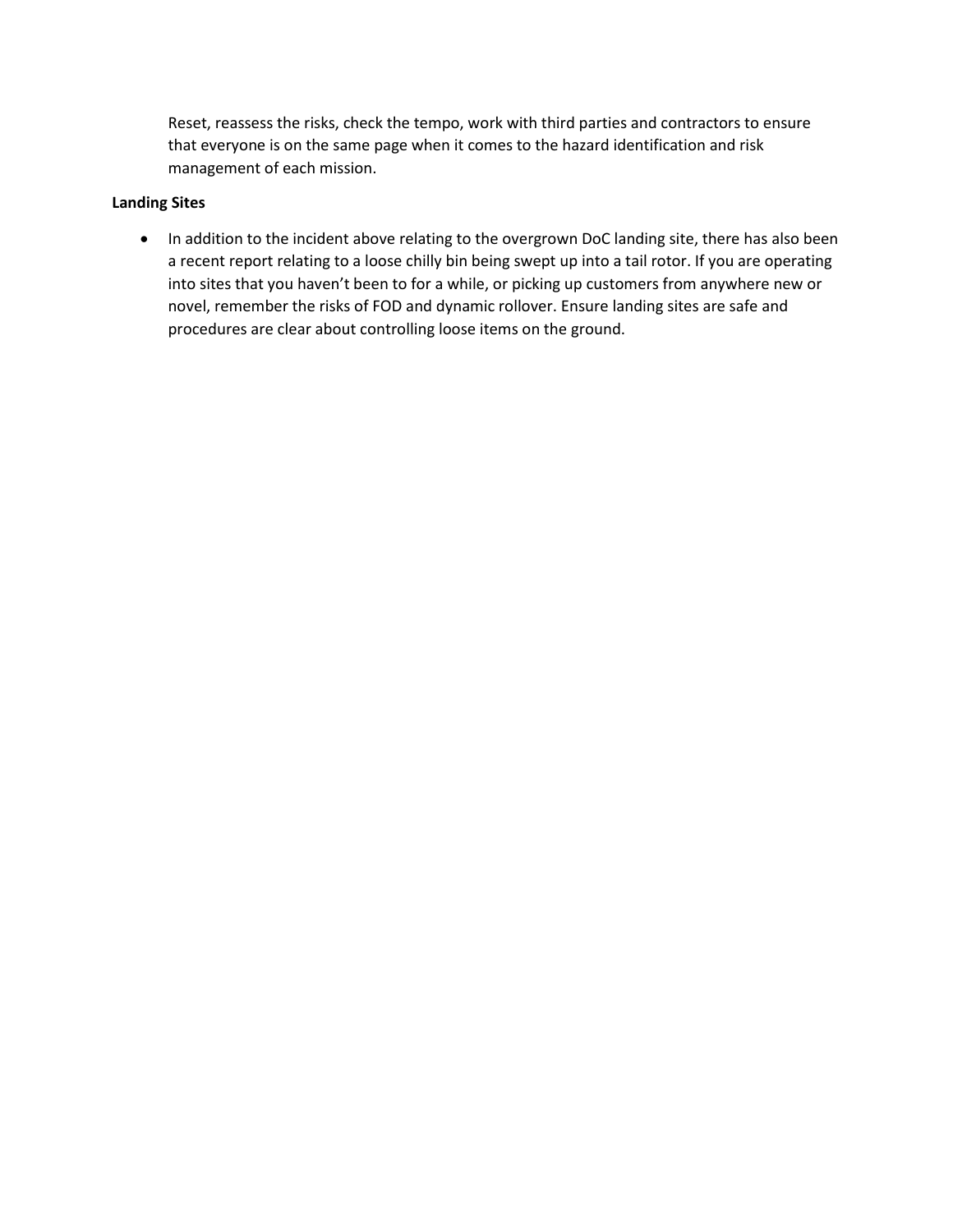Reset, reassess the risks, check the tempo, work with third parties and contractors to ensure that everyone is on the same page when it comes to the hazard identification and risk management of each mission.

**Landing Sites**

- In addition to the incident above relating to the overgrown DoC landing site, there has also been a recent report relating to a loose chilly bin being swept up into a tail rotor. If you are operating into sites that you haven't been to for a while, or picking up customers from anywhere new or novel, remember the risks of FOD and dynamic rollover. Ensure landing sites are safe and procedures are clear about controlling loose items on the ground.